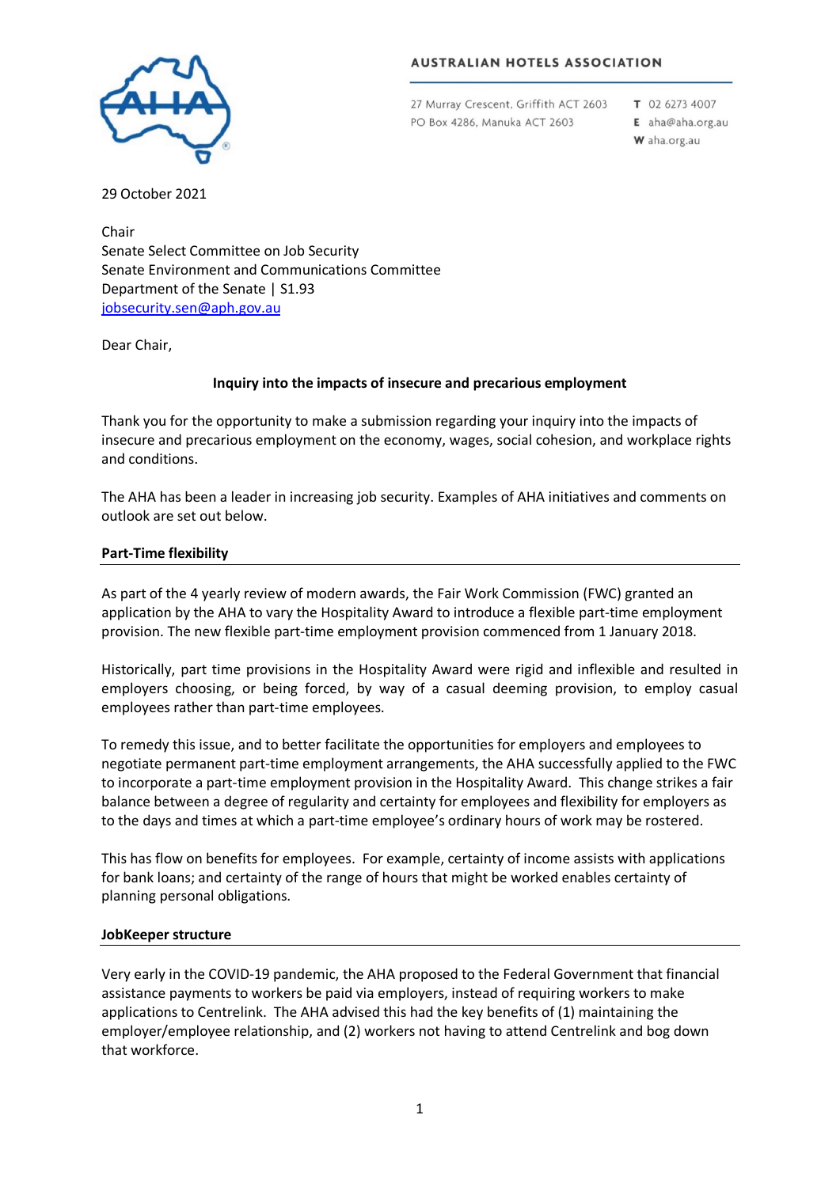**AUSTRALIAN HOTELS ASSOCIATION**

27 Murray Crescent, Griffith ACT 2603
PO Box 4286, Manuka ACT 2603

**T** 02 6273 4007
**E** aha@aha.org.au
**W** aha.org.au

29 October 2021

Chair
Senate Select Committee on Job Security
Senate Environment and Communications Committee
Department of the Senate | S1.93
jobsecurity.sen@aph.gov.au

Dear Chair,

**Inquiry into the impacts of insecure and precarious employment**

Thank you for the opportunity to make a submission regarding your inquiry into the impacts of insecure and precarious employment on the economy, wages, social cohesion, and workplace rights and conditions.

The AHA has been a leader in increasing job security. Examples of AHA initiatives and comments on outlook are set out below.

**Part-Time flexibility**

As part of the 4 yearly review of modern awards, the Fair Work Commission (FWC) granted an application by the AHA to vary the Hospitality Award to introduce a flexible part-time employment provision. The new flexible part-time employment provision commenced from 1 January 2018.

Historically, part time provisions in the Hospitality Award were rigid and inflexible and resulted in employers choosing, or being forced, by way of a casual deeming provision, to employ casual employees rather than part-time employees.

To remedy this issue, and to better facilitate the opportunities for employers and employees to negotiate permanent part-time employment arrangements, the AHA successfully applied to the FWC to incorporate a part-time employment provision in the Hospitality Award. This change strikes a fair balance between a degree of regularity and certainty for employees and flexibility for employers as to the days and times at which a part-time employee's ordinary hours of work may be rostered.

This has flow on benefits for employees. For example, certainty of income assists with applications for bank loans; and certainty of the range of hours that might be worked enables certainty of planning personal obligations.

**JobKeeper structure**

Very early in the COVID-19 pandemic, the AHA proposed to the Federal Government that financial assistance payments to workers be paid via employers, instead of requiring workers to make applications to Centrelink. The AHA advised this had the key benefits of (1) maintaining the employer/employee relationship, and (2) workers not having to attend Centrelink and bog down that workforce.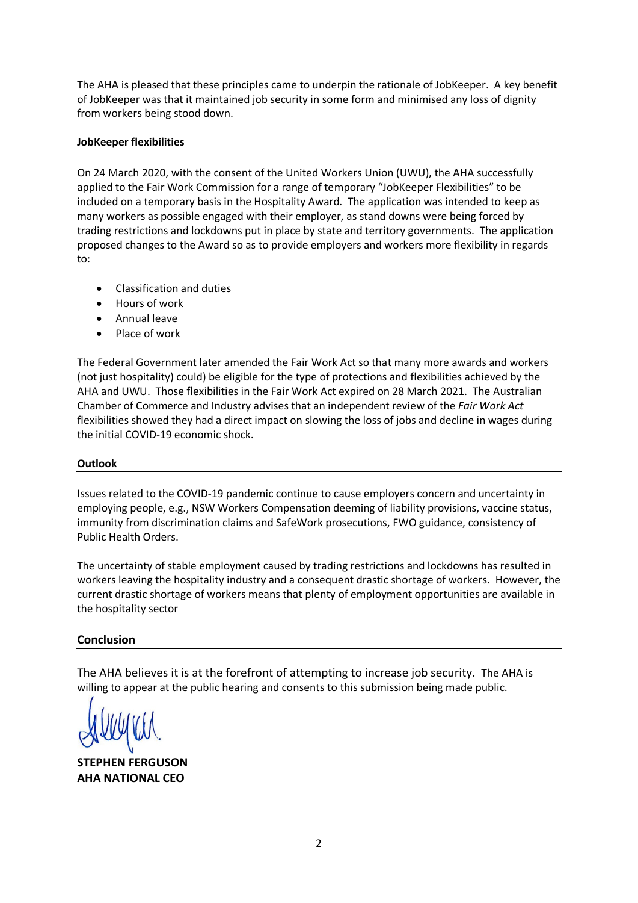The AHA is pleased that these principles came to underpin the rationale of JobKeeper. A key benefit of JobKeeper was that it maintained job security in some form and minimised any loss of dignity from workers being stood down.

**JobKeeper flexibilities**

On 24 March 2020, with the consent of the United Workers Union (UWU), the AHA successfully applied to the Fair Work Commission for a range of temporary "JobKeeper Flexibilities" to be included on a temporary basis in the Hospitality Award. The application was intended to keep as many workers as possible engaged with their employer, as stand downs were being forced by trading restrictions and lockdowns put in place by state and territory governments. The application proposed changes to the Award so as to provide employers and workers more flexibility in regards to:

- Classification and duties
- Hours of work
- Annual leave
- Place of work

The Federal Government later amended the Fair Work Act so that many more awards and workers (not just hospitality) could) be eligible for the type of protections and flexibilities achieved by the AHA and UWU. Those flexibilities in the Fair Work Act expired on 28 March 2021. The Australian Chamber of Commerce and Industry advises that an independent review of the *Fair Work Act* flexibilities showed they had a direct impact on slowing the loss of jobs and decline in wages during the initial COVID-19 economic shock.

**Outlook**

Issues related to the COVID-19 pandemic continue to cause employers concern and uncertainty in employing people, e.g., NSW Workers Compensation deeming of liability provisions, vaccine status, immunity from discrimination claims and SafeWork prosecutions, FWO guidance, consistency of Public Health Orders.

The uncertainty of stable employment caused by trading restrictions and lockdowns has resulted in workers leaving the hospitality industry and a consequent drastic shortage of workers. However, the current drastic shortage of workers means that plenty of employment opportunities are available in the hospitality sector

## Conclusion

The AHA believes it is at the forefront of attempting to increase job security. The AHA is willing to appear at the public hearing and consents to this submission being made public.

**STEPHEN FERGUSON**
**AHA NATIONAL CEO**